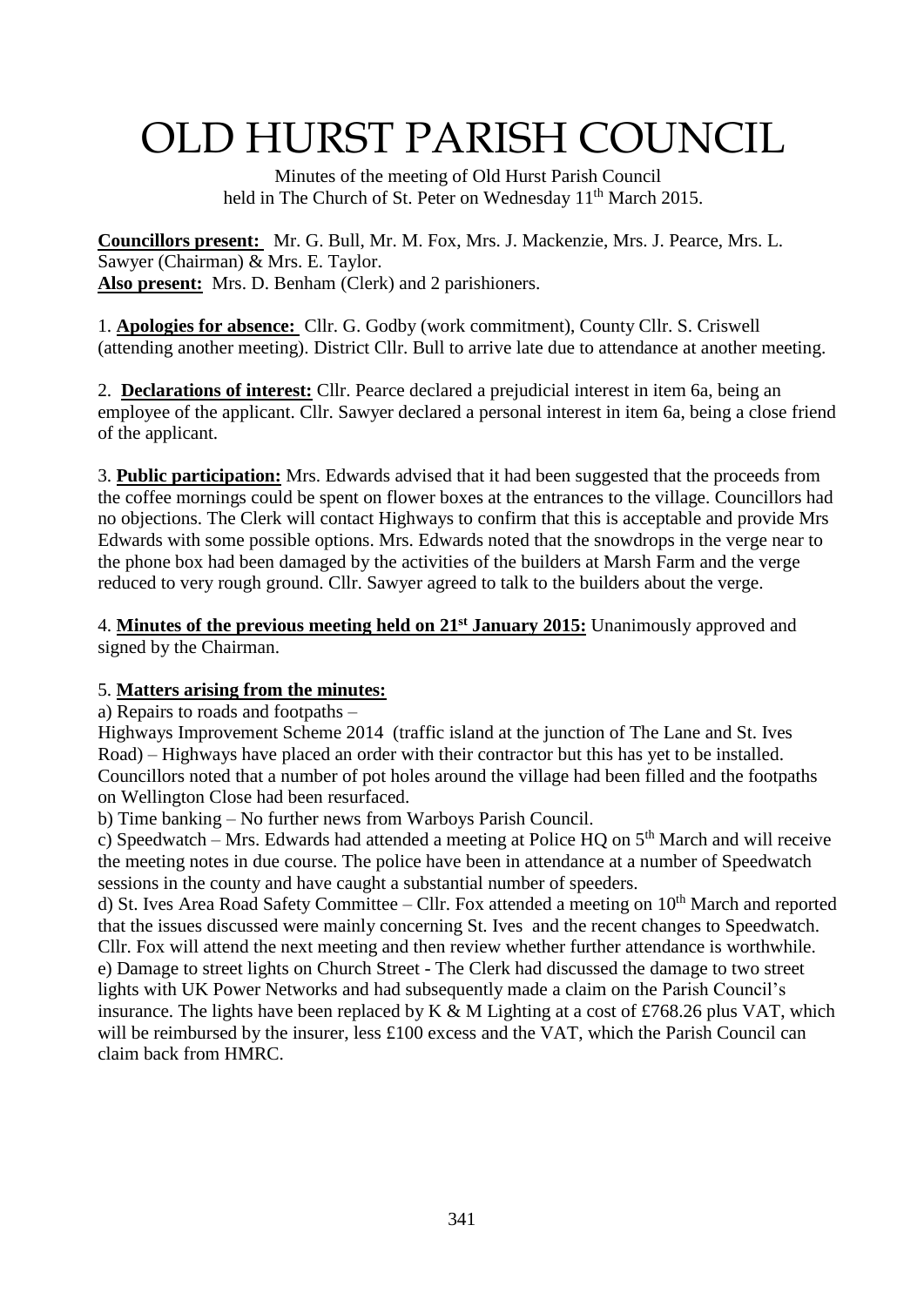# OLD HURST PARISH COUNCIL

Minutes of the meeting of Old Hurst Parish Council
held in The Church of St. Peter on Wednesday 11th March 2015.

**Councillors present:** Mr. G. Bull, Mr. M. Fox, Mrs. J. Mackenzie, Mrs. J. Pearce, Mrs. L. Sawyer (Chairman) & Mrs. E. Taylor.
**Also present:** Mrs. D. Benham (Clerk) and 2 parishioners.

1. **Apologies for absence:** Cllr. G. Godby (work commitment), County Cllr. S. Criswell (attending another meeting). District Cllr. Bull to arrive late due to attendance at another meeting.

2. **Declarations of interest:** Cllr. Pearce declared a prejudicial interest in item 6a, being an employee of the applicant. Cllr. Sawyer declared a personal interest in item 6a, being a close friend of the applicant.

3. **Public participation:** Mrs. Edwards advised that it had been suggested that the proceeds from the coffee mornings could be spent on flower boxes at the entrances to the village. Councillors had no objections. The Clerk will contact Highways to confirm that this is acceptable and provide Mrs Edwards with some possible options. Mrs. Edwards noted that the snowdrops in the verge near to the phone box had been damaged by the activities of the builders at Marsh Farm and the verge reduced to very rough ground. Cllr. Sawyer agreed to talk to the builders about the verge.

4. **Minutes of the previous meeting held on 21st January 2015:** Unanimously approved and signed by the Chairman.

5. **Matters arising from the minutes:**

a) Repairs to roads and footpaths –
Highways Improvement Scheme 2014 (traffic island at the junction of The Lane and St. Ives Road) – Highways have placed an order with their contractor but this has yet to be installed. Councillors noted that a number of pot holes around the village had been filled and the footpaths on Wellington Close had been resurfaced.
b) Time banking – No further news from Warboys Parish Council.
c) Speedwatch – Mrs. Edwards had attended a meeting at Police HQ on 5th March and will receive the meeting notes in due course. The police have been in attendance at a number of Speedwatch sessions in the county and have caught a substantial number of speeders.
d) St. Ives Area Road Safety Committee – Cllr. Fox attended a meeting on 10th March and reported that the issues discussed were mainly concerning St. Ives and the recent changes to Speedwatch. Cllr. Fox will attend the next meeting and then review whether further attendance is worthwhile.
e) Damage to street lights on Church Street - The Clerk had discussed the damage to two street lights with UK Power Networks and had subsequently made a claim on the Parish Council's insurance. The lights have been replaced by K & M Lighting at a cost of £768.26 plus VAT, which will be reimbursed by the insurer, less £100 excess and the VAT, which the Parish Council can claim back from HMRC.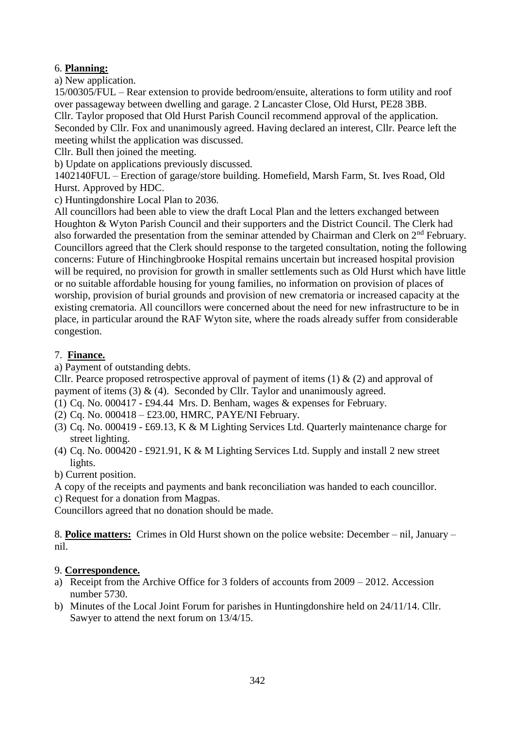6. **Planning:**

a) New application.

15/00305/FUL – Rear extension to provide bedroom/ensuite, alterations to form utility and roof over passageway between dwelling and garage. 2 Lancaster Close, Old Hurst, PE28 3BB. Cllr. Taylor proposed that Old Hurst Parish Council recommend approval of the application. Seconded by Cllr. Fox and unanimously agreed. Having declared an interest, Cllr. Pearce left the meeting whilst the application was discussed.

Cllr. Bull then joined the meeting.

b) Update on applications previously discussed.

1402140FUL – Erection of garage/store building. Homefield, Marsh Farm, St. Ives Road, Old Hurst. Approved by HDC.

c) Huntingdonshire Local Plan to 2036.

All councillors had been able to view the draft Local Plan and the letters exchanged between Houghton & Wyton Parish Council and their supporters and the District Council. The Clerk had also forwarded the presentation from the seminar attended by Chairman and Clerk on 2nd February. Councillors agreed that the Clerk should response to the targeted consultation, noting the following concerns: Future of Hinchingbrooke Hospital remains uncertain but increased hospital provision will be required, no provision for growth in smaller settlements such as Old Hurst which have little or no suitable affordable housing for young families, no information on provision of places of worship, provision of burial grounds and provision of new crematoria or increased capacity at the existing crematoria. All councillors were concerned about the need for new infrastructure to be in place, in particular around the RAF Wyton site, where the roads already suffer from considerable congestion.

7. **Finance.**

a) Payment of outstanding debts.

Cllr. Pearce proposed retrospective approval of payment of items (1) & (2) and approval of payment of items (3) & (4). Seconded by Cllr. Taylor and unanimously agreed.

(1) Cq. No. 000417 - £94.44 Mrs. D. Benham, wages & expenses for February.
(2) Cq. No. 000418 – £23.00, HMRC, PAYE/NI February.
(3) Cq. No. 000419 - £69.13, K & M Lighting Services Ltd. Quarterly maintenance charge for street lighting.
(4) Cq. No. 000420 - £921.91, K & M Lighting Services Ltd. Supply and install 2 new street lights.

b) Current position.

A copy of the receipts and payments and bank reconciliation was handed to each councillor.

c) Request for a donation from Magpas.

Councillors agreed that no donation should be made.

8. **Police matters:** Crimes in Old Hurst shown on the police website: December – nil, January – nil.

9. **Correspondence.**

a) Receipt from the Archive Office for 3 folders of accounts from 2009 – 2012. Accession number 5730.
b) Minutes of the Local Joint Forum for parishes in Huntingdonshire held on 24/11/14. Cllr. Sawyer to attend the next forum on 13/4/15.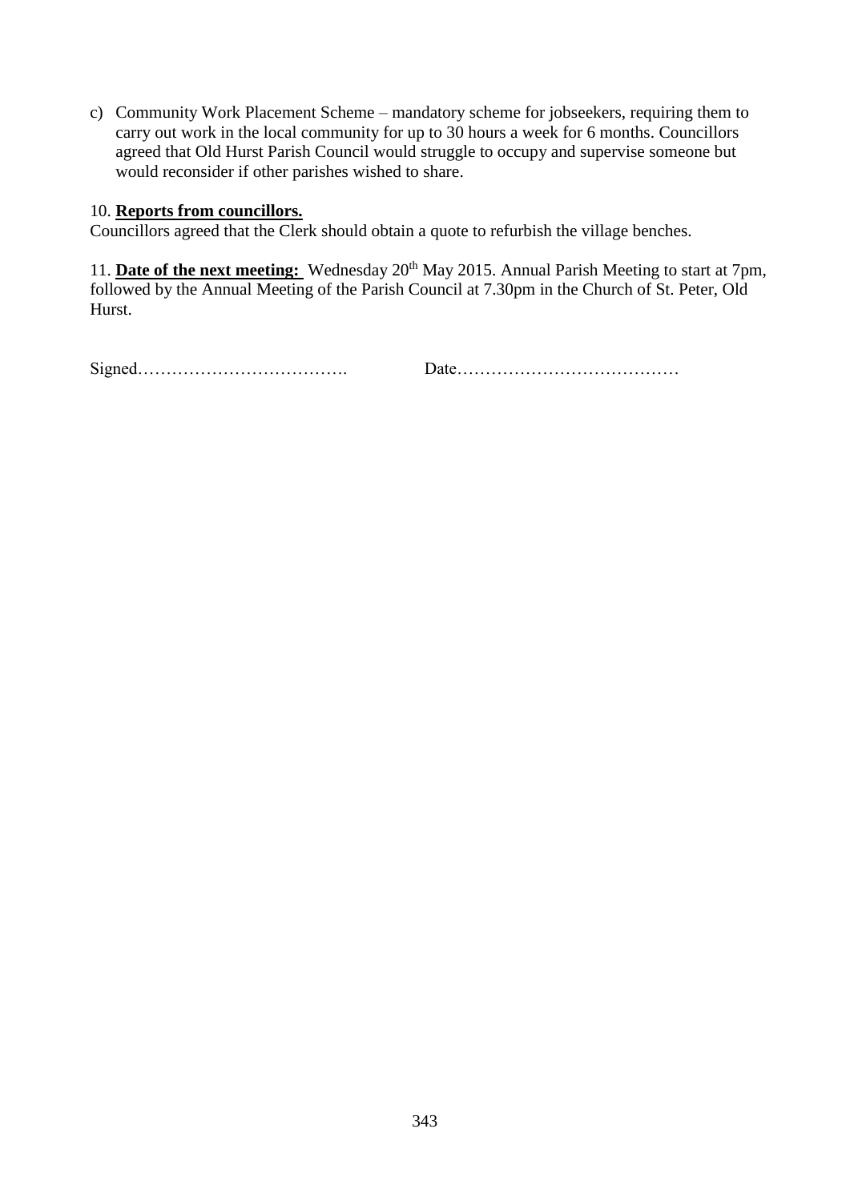c) Community Work Placement Scheme – mandatory scheme for jobseekers, requiring them to carry out work in the local community for up to 30 hours a week for 6 months. Councillors agreed that Old Hurst Parish Council would struggle to occupy and supervise someone but would reconsider if other parishes wished to share.

10. **Reports from councillors.**
Councillors agreed that the Clerk should obtain a quote to refurbish the village benches.

11. **Date of the next meeting:** Wednesday 20th May 2015. Annual Parish Meeting to start at 7pm, followed by the Annual Meeting of the Parish Council at 7.30pm in the Church of St. Peter, Old Hurst.

Signed………………………………. Date…………………………………